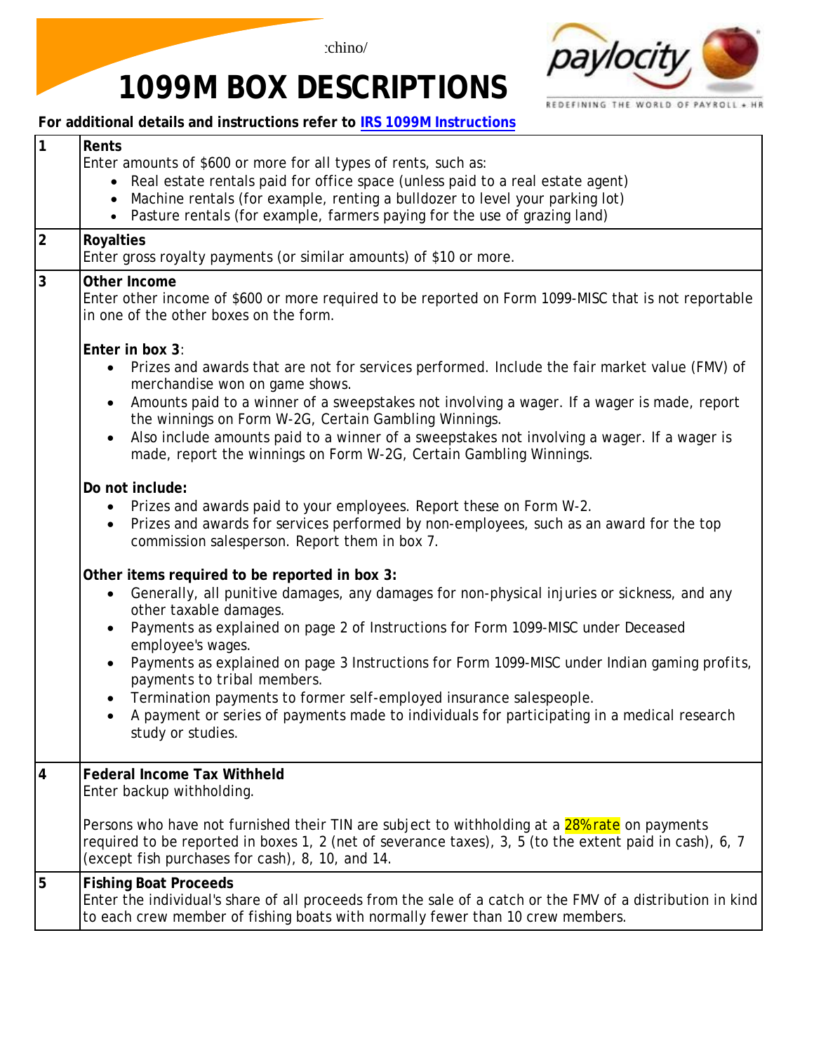# 1099M BOX DESCRIPTIONS

**For additional details and instructions refer to IRS 1099M Instructions**

| | |
|---|---|
| 1 | **Rents**<br>Enter amounts of $600 or more for all types of rents, such as:<br>• Real estate rentals paid for office space (unless paid to a real estate agent)<br>• Machine rentals (for example, renting a bulldozer to level your parking lot)<br>• Pasture rentals (for example, farmers paying for the use of grazing land) |
| 2 | **Royalties**<br>Enter gross royalty payments (or similar amounts) of $10 or more. |
| 3 | **Other Income**<br>Enter other income of $600 or more required to be reported on Form 1099-MISC that is not reportable in one of the other boxes on the form.<br><br>**Enter in box 3**:<br>• Prizes and awards that are not for services performed. Include the fair market value (FMV) of merchandise won on game shows.<br>• Amounts paid to a winner of a sweepstakes not involving a wager. If a wager is made, report the winnings on Form W-2G, Certain Gambling Winnings.<br>• Also include amounts paid to a winner of a sweepstakes not involving a wager. If a wager is made, report the winnings on Form W-2G, Certain Gambling Winnings.<br><br>**Do not include:**<br>• Prizes and awards paid to your employees. Report these on Form W-2.<br>• Prizes and awards for services performed by non-employees, such as an award for the top commission salesperson. Report them in box 7.<br><br>**Other items required to be reported in box 3:**<br>• Generally, all punitive damages, any damages for non-physical injuries or sickness, and any other taxable damages.<br>• Payments as explained on page 2 of Instructions for Form 1099-MISC under Deceased employee's wages.<br>• Payments as explained on page 3 Instructions for Form 1099-MISC under Indian gaming profits, payments to tribal members.<br>• Termination payments to former self-employed insurance salespeople.<br>• A payment or series of payments made to individuals for participating in a medical research study or studies. |
| 4 | **Federal Income Tax Withheld**<br>Enter backup withholding.<br><br>Persons who have not furnished their TIN are subject to withholding at a 28% rate on payments required to be reported in boxes 1, 2 (net of severance taxes), 3, 5 (to the extent paid in cash), 6, 7 (except fish purchases for cash), 8, 10, and 14. |
| 5 | **Fishing Boat Proceeds**<br>Enter the individual's share of all proceeds from the sale of a catch or the FMV of a distribution in kind to each crew member of fishing boats with normally fewer than 10 crew members. |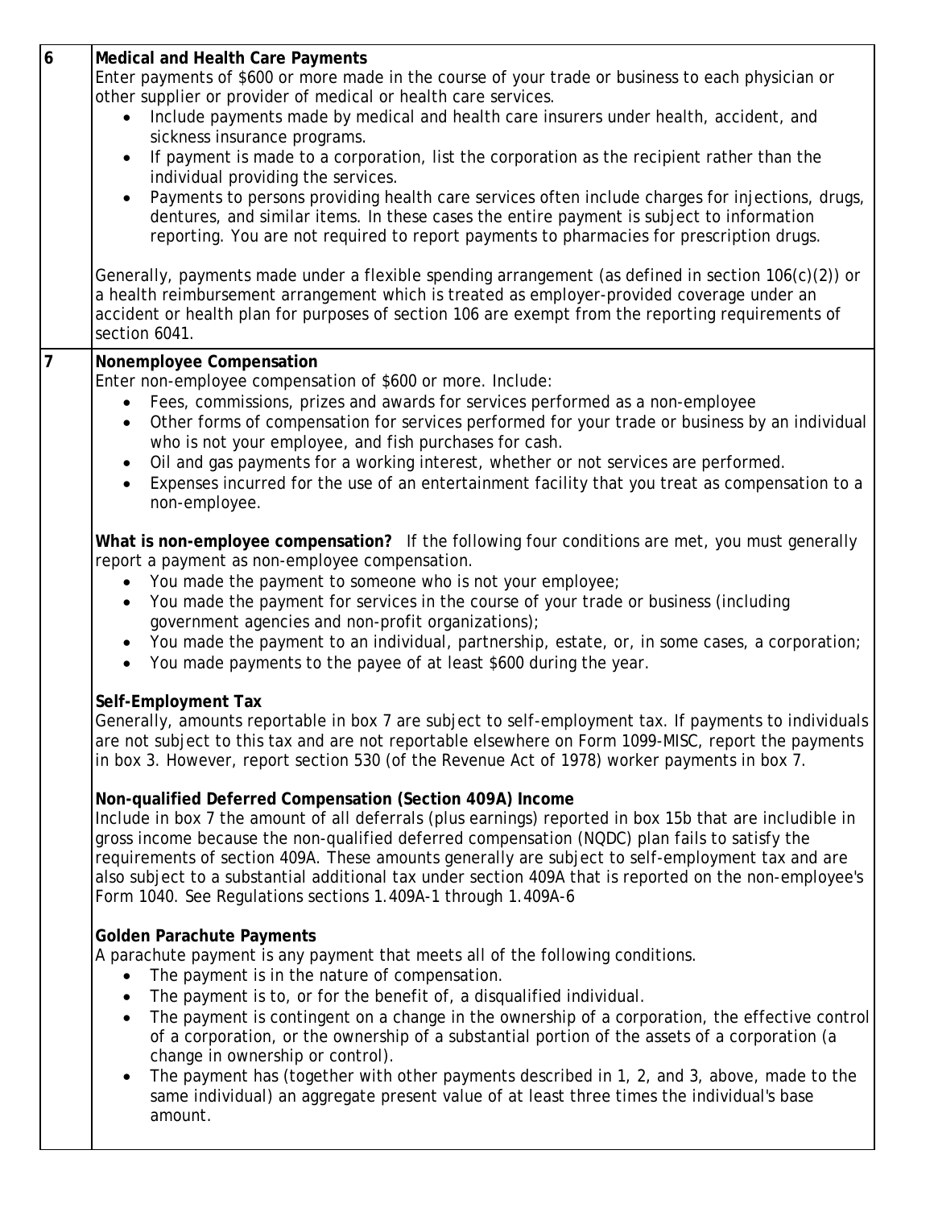| | |
|---|---|
| 6 | **Medical and Health Care Payments**<br>Enter payments of $600 or more made in the course of your trade or business to each physician or other supplier or provider of medical or health care services.<br>• Include payments made by medical and health care insurers under health, accident, and sickness insurance programs.<br>• If payment is made to a corporation, list the corporation as the recipient rather than the individual providing the services.<br>• Payments to persons providing health care services often include charges for injections, drugs, dentures, and similar items. In these cases the entire payment is subject to information reporting. You are not required to report payments to pharmacies for prescription drugs.<br><br>Generally, payments made under a flexible spending arrangement (as defined in section 106(c)(2)) or a health reimbursement arrangement which is treated as employer-provided coverage under an accident or health plan for purposes of section 106 are exempt from the reporting requirements of section 6041. |
| 7 | **Nonemployee Compensation**<br>Enter non-employee compensation of $600 or more. Include:<br>• Fees, commissions, prizes and awards for services performed as a non-employee<br>• Other forms of compensation for services performed for your trade or business by an individual who is not your employee, and fish purchases for cash.<br>• Oil and gas payments for a working interest, whether or not services are performed.<br>• Expenses incurred for the use of an entertainment facility that you treat as compensation to a non-employee.<br><br>**What is non-employee compensation?** If the following four conditions are met, you must generally report a payment as non-employee compensation.<br>• You made the payment to someone who is not your employee;<br>• You made the payment for services in the course of your trade or business (including government agencies and non-profit organizations);<br>• You made the payment to an individual, partnership, estate, or, in some cases, a corporation;<br>• You made payments to the payee of at least $600 during the year.<br><br>**Self-Employment Tax**<br>Generally, amounts reportable in box 7 are subject to self-employment tax. If payments to individuals are not subject to this tax and are not reportable elsewhere on Form 1099-MISC, report the payments in box 3. However, report section 530 (of the Revenue Act of 1978) worker payments in box 7.<br><br>**Non-qualified Deferred Compensation (Section 409A) Income**<br>Include in box 7 the amount of all deferrals (plus earnings) reported in box 15b that are includible in gross income because the non-qualified deferred compensation (NQDC) plan fails to satisfy the requirements of section 409A. These amounts generally are subject to self-employment tax and are also subject to a substantial additional tax under section 409A that is reported on the non-employee's Form 1040. See Regulations sections 1.409A-1 through 1.409A-6<br><br>**Golden Parachute Payments**<br>A parachute payment is any payment that meets all of the following conditions.<br>• The payment is in the nature of compensation.<br>• The payment is to, or for the benefit of, a disqualified individual.<br>• The payment is contingent on a change in the ownership of a corporation, the effective control of a corporation, or the ownership of a substantial portion of the assets of a corporation (a change in ownership or control).<br>• The payment has (together with other payments described in 1, 2, and 3, above, made to the same individual) an aggregate present value of at least three times the individual's base amount. |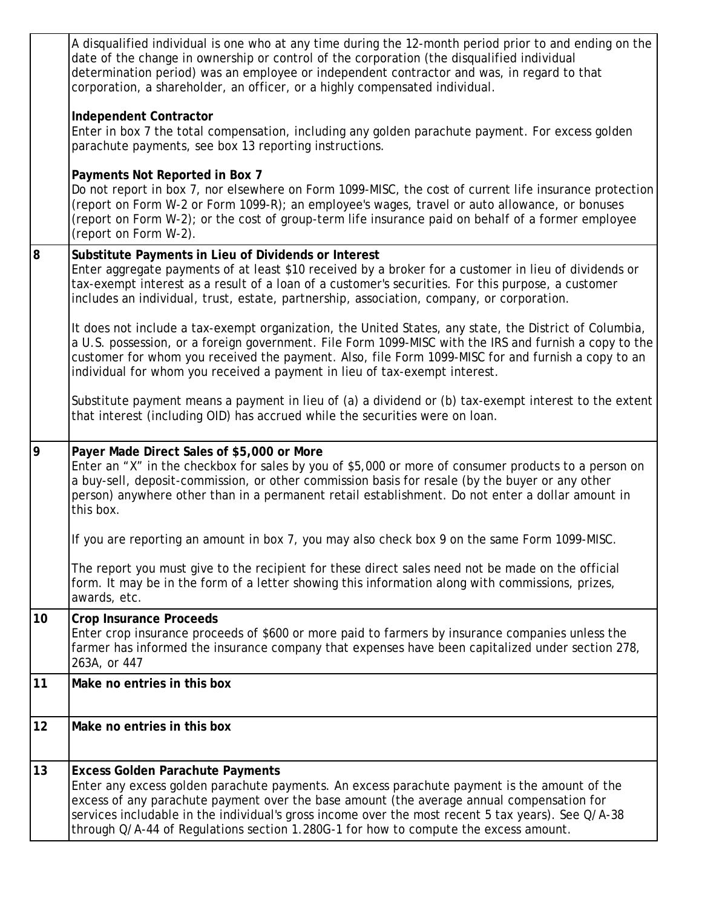| | |
|---|---|
| | A disqualified individual is one who at any time during the 12-month period prior to and ending on the date of the change in ownership or control of the corporation (the disqualified individual determination period) was an employee or independent contractor and was, in regard to that corporation, a shareholder, an officer, or a highly compensated individual.<br><br>**Independent Contractor**<br>Enter in box 7 the total compensation, including any golden parachute payment. For excess golden parachute payments, see box 13 reporting instructions.<br><br>**Payments Not Reported in Box 7**<br>Do not report in box 7, nor elsewhere on Form 1099-MISC, the cost of current life insurance protection (report on Form W-2 or Form 1099-R); an employee's wages, travel or auto allowance, or bonuses (report on Form W-2); or the cost of group-term life insurance paid on behalf of a former employee (report on Form W-2). |
| 8 | **Substitute Payments in Lieu of Dividends or Interest**<br>Enter aggregate payments of at least $10 received by a broker for a customer in lieu of dividends or tax-exempt interest as a result of a loan of a customer's securities. For this purpose, a customer includes an individual, trust, estate, partnership, association, company, or corporation.<br><br>It does not include a tax-exempt organization, the United States, any state, the District of Columbia, a U.S. possession, or a foreign government. File Form 1099-MISC with the IRS and furnish a copy to the customer for whom you received the payment. Also, file Form 1099-MISC for and furnish a copy to an individual for whom you received a payment in lieu of tax-exempt interest.<br><br>Substitute payment means a payment in lieu of (a) a dividend or (b) tax-exempt interest to the extent that interest (including OID) has accrued while the securities were on loan. |
| 9 | **Payer Made Direct Sales of $5,000 or More**<br>Enter an "X" in the checkbox for sales by you of $5,000 or more of consumer products to a person on a buy-sell, deposit-commission, or other commission basis for resale (by the buyer or any other person) anywhere other than in a permanent retail establishment. Do not enter a dollar amount in this box.<br><br>If you are reporting an amount in box 7, you may also check box 9 on the same Form 1099-MISC.<br><br>The report you must give to the recipient for these direct sales need not be made on the official form. It may be in the form of a letter showing this information along with commissions, prizes, awards, etc. |
| 10 | **Crop Insurance Proceeds**<br>Enter crop insurance proceeds of $600 or more paid to farmers by insurance companies unless the farmer has informed the insurance company that expenses have been capitalized under section 278, 263A, or 447 |
| 11 | **Make no entries in this box** |
| 12 | **Make no entries in this box** |
| 13 | **Excess Golden Parachute Payments**<br>Enter any excess golden parachute payments. An excess parachute payment is the amount of the excess of any parachute payment over the base amount (the average annual compensation for services includable in the individual's gross income over the most recent 5 tax years). See Q/A-38 through Q/A-44 of Regulations section 1.280G-1 for how to compute the excess amount. |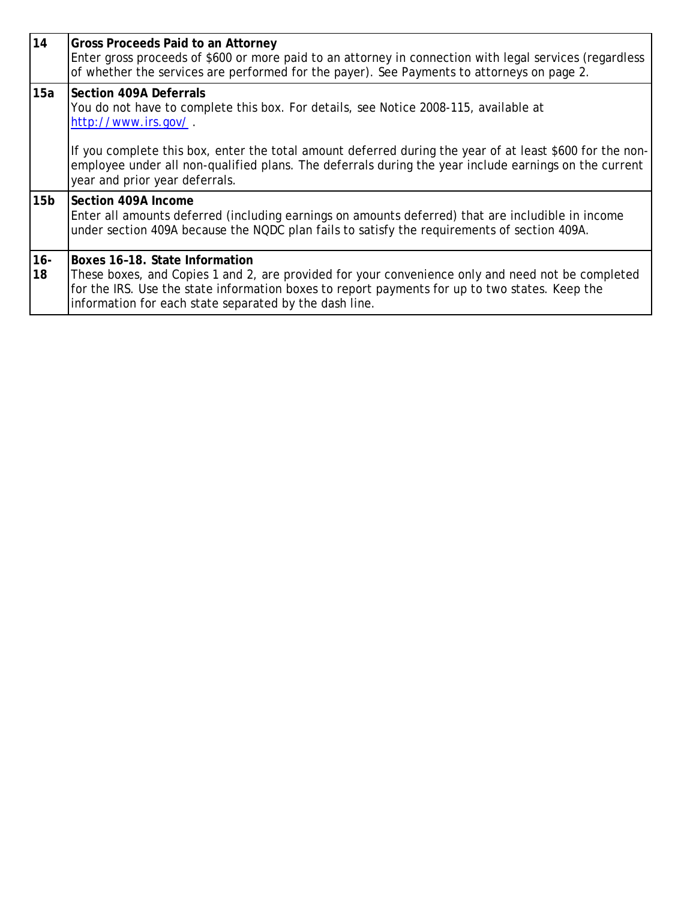| | |
|---|---|
| **14** | **Gross Proceeds Paid to an Attorney**<br>Enter gross proceeds of $600 or more paid to an attorney in connection with legal services (regardless of whether the services are performed for the payer). See Payments to attorneys on page 2. |
| **15a** | **Section 409A Deferrals**<br>You do not have to complete this box. For details, see Notice 2008-115, available at [http://www.irs.gov/](http://www.irs.gov/) .<br><br>If you complete this box, enter the total amount deferred during the year of at least $600 for the non-employee under all non-qualified plans. The deferrals during the year include earnings on the current year and prior year deferrals. |
| **15b** | **Section 409A Income**<br>Enter all amounts deferred (including earnings on amounts deferred) that are includible in income under section 409A because the NQDC plan fails to satisfy the requirements of section 409A. |
| **16-18** | **Boxes 16–18. State Information**<br>These boxes, and Copies 1 and 2, are provided for your convenience only and need not be completed for the IRS. Use the state information boxes to report payments for up to two states. Keep the information for each state separated by the dash line. |